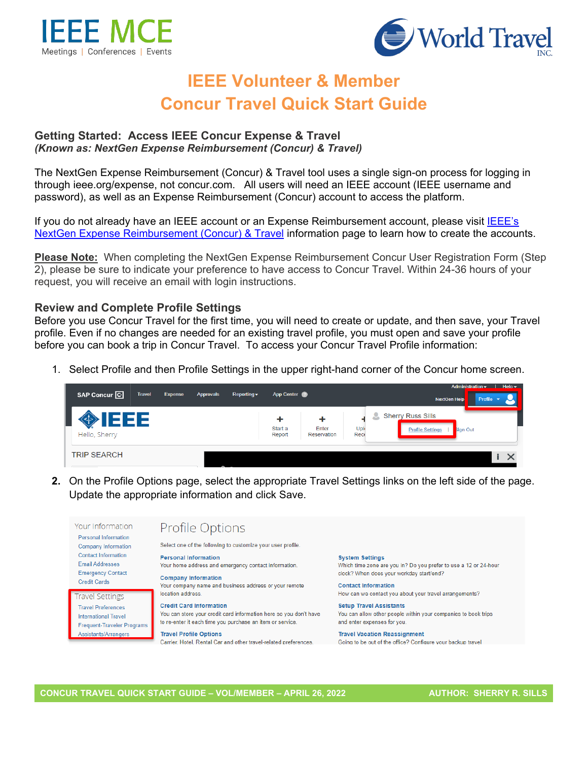# IEEE Volunteer & Member
# Concur Travel Quick Start Guide

## Getting Started: Access IEEE Concur Expense & Travel
***(Known as: NextGen Expense Reimbursement (Concur) & Travel)***

The NextGen Expense Reimbursement (Concur) & Travel tool uses a single sign-on process for logging in through ieee.org/expense, not concur.com. All users will need an IEEE account (IEEE username and password), as well as an Expense Reimbursement (Concur) account to access the platform.

If you do not already have an IEEE account or an Expense Reimbursement account, please visit IEEE's NextGen Expense Reimbursement (Concur) & Travel information page to learn how to create the accounts.

**Please Note:** When completing the NextGen Expense Reimbursement Concur User Registration Form (Step 2), please be sure to indicate your preference to have access to Concur Travel. Within 24-36 hours of your request, you will receive an email with login instructions.

## Review and Complete Profile Settings

Before you use Concur Travel for the first time, you will need to create or update, and then save, your Travel profile. Even if no changes are needed for an existing travel profile, you must open and save your profile before you can book a trip in Concur Travel. To access your Concur Travel Profile information:

1. Select Profile and then Profile Settings in the upper right-hand corner of the Concur home screen.

2. On the Profile Options page, select the appropriate Travel Settings links on the left side of the page. Update the appropriate information and click Save.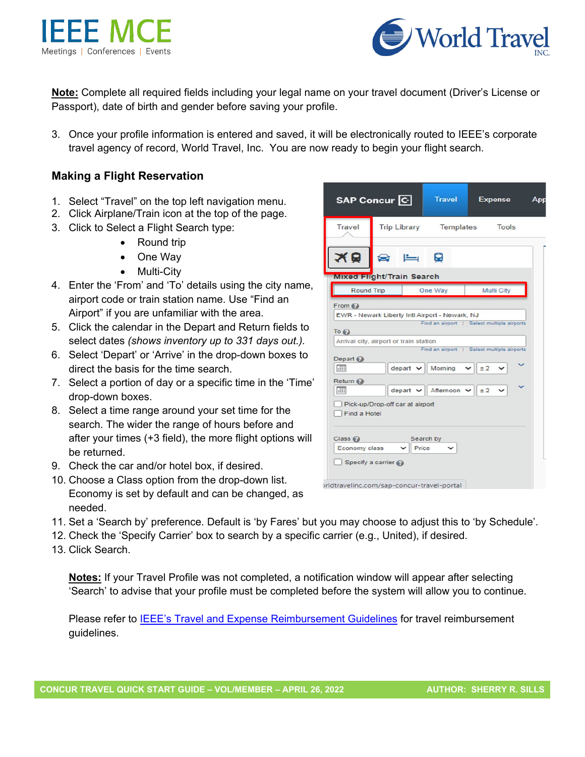**Note:** Complete all required fields including your legal name on your travel document (Driver's License or Passport), date of birth and gender before saving your profile.

3. Once your profile information is entered and saved, it will be electronically routed to IEEE's corporate travel agency of record, World Travel, Inc. You are now ready to begin your flight search.

### Making a Flight Reservation

1. Select "Travel" on the top left navigation menu.
2. Click Airplane/Train icon at the top of the page.
3. Click to Select a Flight Search type:
   - Round trip
   - One Way
   - Multi-City
4. Enter the 'From' and 'To' details using the city name, airport code or train station name. Use "Find an Airport" if you are unfamiliar with the area.
5. Click the calendar in the Depart and Return fields to select dates *(shows inventory up to 331 days out.)*.
6. Select 'Depart' or 'Arrive' in the drop-down boxes to direct the basis for the time search.
7. Select a portion of day or a specific time in the 'Time' drop-down boxes.
8. Select a time range around your set time for the search. The wider the range of hours before and after your times (+3 field), the more flight options will be returned.
9. Check the car and/or hotel box, if desired.
10. Choose a Class option from the drop-down list. Economy is set by default and can be changed, as needed.
11. Set a 'Search by' preference. Default is 'by Fares' but you may choose to adjust this to 'by Schedule'.
12. Check the 'Specify Carrier' box to search by a specific carrier (e.g., United), if desired.
13. Click Search.

**Notes:** If your Travel Profile was not completed, a notification window will appear after selecting 'Search' to advise that your profile must be completed before the system will allow you to continue.

Please refer to [IEEE's Travel and Expense Reimbursement Guidelines]() for travel reimbursement guidelines.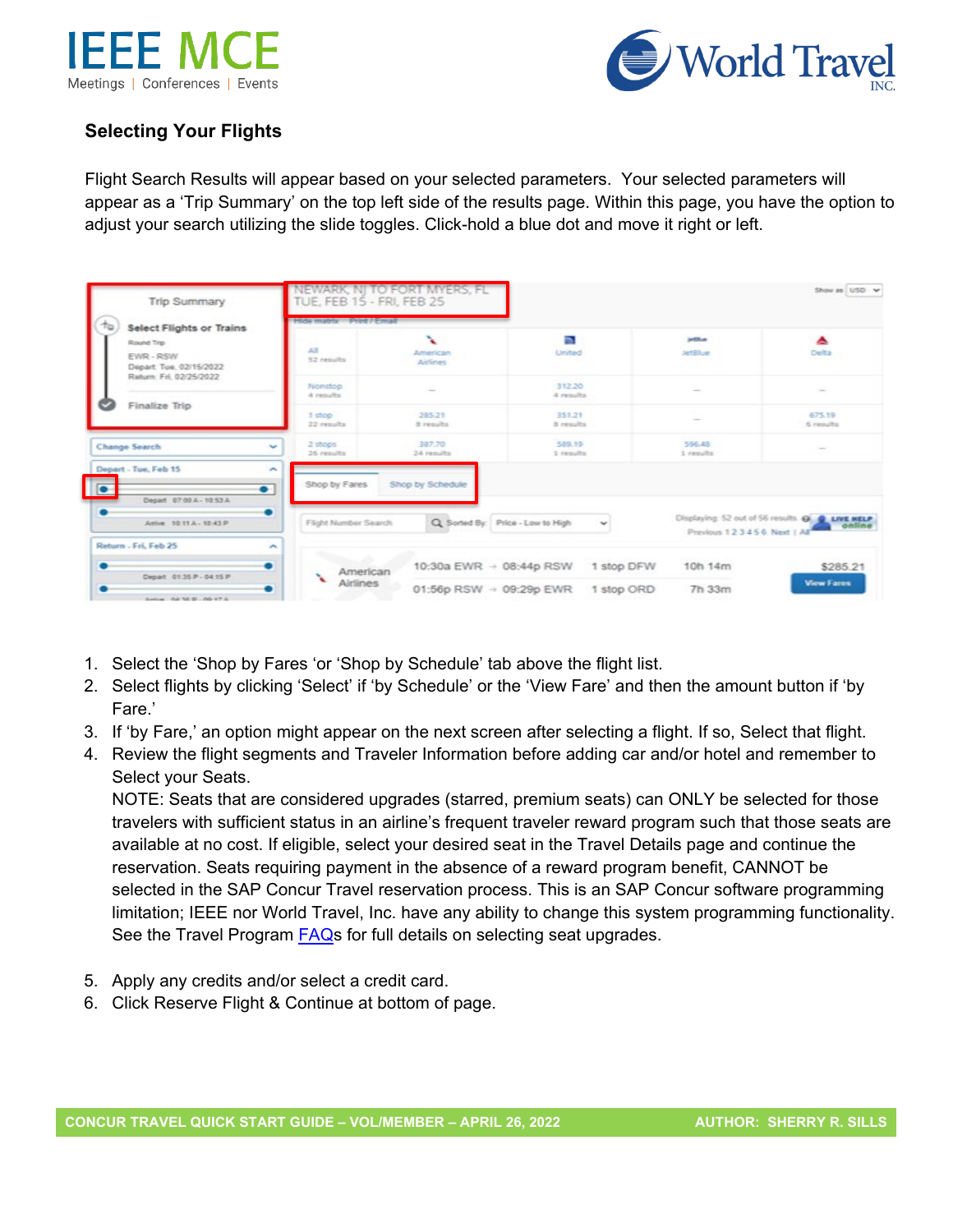### Selecting Your Flights

Flight Search Results will appear based on your selected parameters. Your selected parameters will appear as a 'Trip Summary' on the top left side of the results page. Within this page, you have the option to adjust your search utilizing the slide toggles. Click-hold a blue dot and move it right or left.

1. Select the 'Shop by Fares 'or 'Shop by Schedule' tab above the flight list.
2. Select flights by clicking 'Select' if 'by Schedule' or the 'View Fare' and then the amount button if 'by Fare.'
3. If 'by Fare,' an option might appear on the next screen after selecting a flight. If so, Select that flight.
4. Review the flight segments and Traveler Information before adding car and/or hotel and remember to Select your Seats.
   NOTE: Seats that are considered upgrades (starred, premium seats) can ONLY be selected for those travelers with sufficient status in an airline's frequent traveler reward program such that those seats are available at no cost. If eligible, select your desired seat in the Travel Details page and continue the reservation. Seats requiring payment in the absence of a reward program benefit, CANNOT be selected in the SAP Concur Travel reservation process. This is an SAP Concur software programming limitation; IEEE nor World Travel, Inc. have any ability to change this system programming functionality. See the Travel Program FAQs for full details on selecting seat upgrades.

5. Apply any credits and/or select a credit card.
6. Click Reserve Flight & Continue at bottom of page.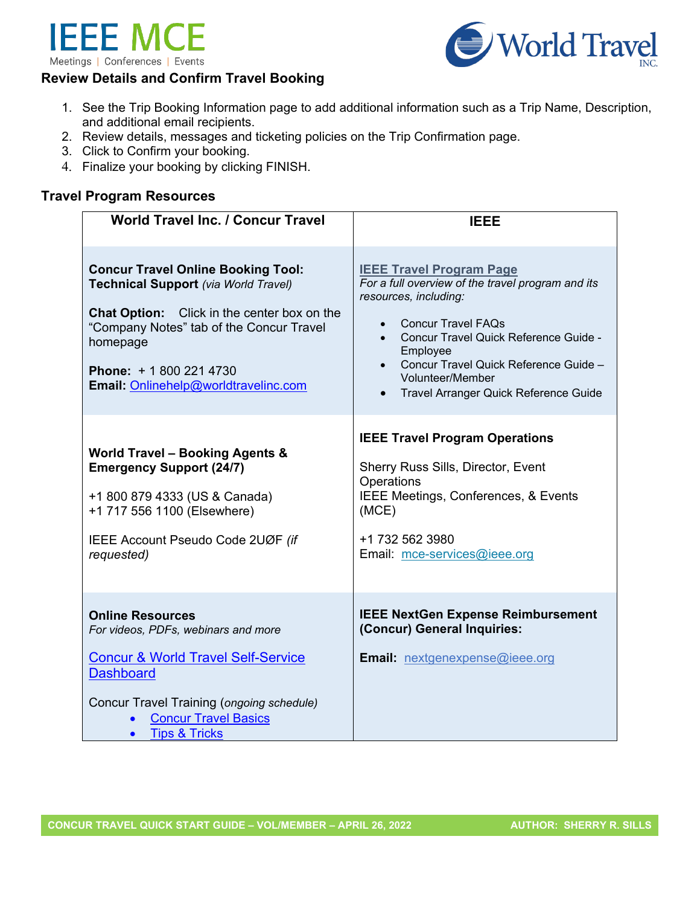## Review Details and Confirm Travel Booking

1. See the Trip Booking Information page to add additional information such as a Trip Name, Description, and additional email recipients.
2. Review details, messages and ticketing policies on the Trip Confirmation page.
3. Click to Confirm your booking.
4. Finalize your booking by clicking FINISH.

## Travel Program Resources

| World Travel Inc. / Concur Travel | IEEE |
|---|---|
| **Concur Travel Online Booking Tool: Technical Support** *(via World Travel)*<br><br>**Chat Option:** Click in the center box on the "Company Notes" tab of the Concur Travel homepage<br><br>**Phone:** + 1 800 221 4730<br>**Email:** Onlinehelp@worldtravelinc.com | **IEEE Travel Program Page**<br>*For a full overview of the travel program and its resources, including:*<br><br>• Concur Travel FAQs<br>• Concur Travel Quick Reference Guide - Employee<br>• Concur Travel Quick Reference Guide – Volunteer/Member<br>• Travel Arranger Quick Reference Guide |
| **World Travel – Booking Agents & Emergency Support (24/7)**<br><br>+1 800 879 4333 (US & Canada)<br>+1 717 556 1100 (Elsewhere)<br><br>IEEE Account Pseudo Code 2UØF *(if requested)* | **IEEE Travel Program Operations**<br><br>Sherry Russ Sills, Director, Event Operations<br>IEEE Meetings, Conferences, & Events (MCE)<br><br>+1 732 562 3980<br>Email: mce-services@ieee.org |
| **Online Resources**<br>*For videos, PDFs, webinars and more*<br><br>Concur & World Travel Self-Service Dashboard<br><br>Concur Travel Training (*ongoing schedule*)<br>• Concur Travel Basics<br>• Tips & Tricks | **IEEE NextGen Expense Reimbursement (Concur) General Inquiries:**<br><br>**Email:** nextgenexpense@ieee.org |